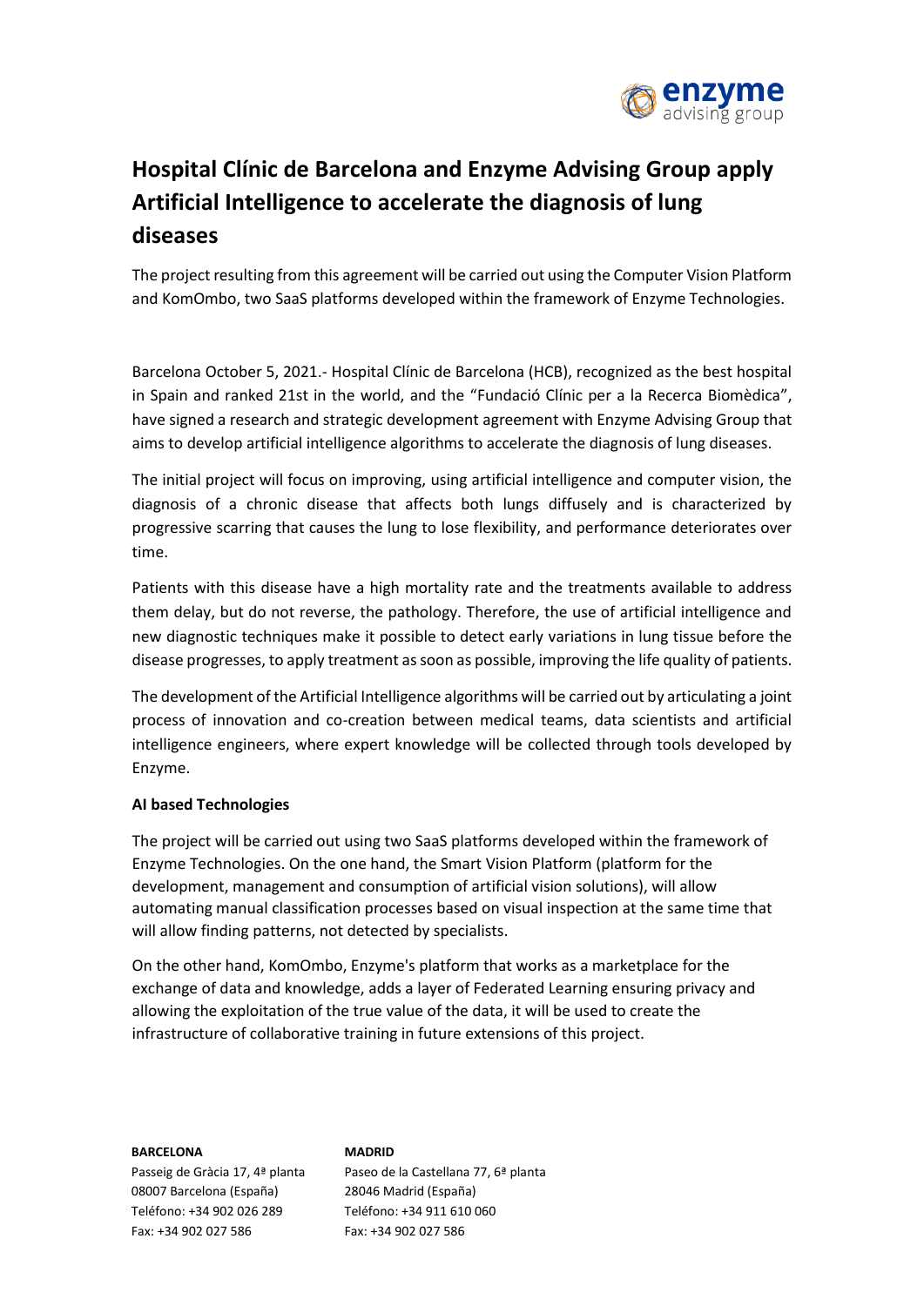# Hospital Clínic de Barcelona and Enzyme Advising Group apply Artificial Intelligence to accelerate the diagnosis of lung diseases

The project resulting from this agreement will be carried out using the Computer Vision Platform and KomOmbo, two SaaS platforms developed within the framework of Enzyme Technologies.

Barcelona October 5, 2021.- Hospital Clínic de Barcelona (HCB), recognized as the best hospital in Spain and ranked 21st in the world, and the "Fundació Clínic per a la Recerca Biomèdica", have signed a research and strategic development agreement with Enzyme Advising Group that aims to develop artificial intelligence algorithms to accelerate the diagnosis of lung diseases.

The initial project will focus on improving, using artificial intelligence and computer vision, the diagnosis of a chronic disease that affects both lungs diffusely and is characterized by progressive scarring that causes the lung to lose flexibility, and performance deteriorates over time.

Patients with this disease have a high mortality rate and the treatments available to address them delay, but do not reverse, the pathology. Therefore, the use of artificial intelligence and new diagnostic techniques make it possible to detect early variations in lung tissue before the disease progresses, to apply treatment as soon as possible, improving the life quality of patients.

The development of the Artificial Intelligence algorithms will be carried out by articulating a joint process of innovation and co-creation between medical teams, data scientists and artificial intelligence engineers, where expert knowledge will be collected through tools developed by Enzyme.

**AI based Technologies**

The project will be carried out using two SaaS platforms developed within the framework of Enzyme Technologies. On the one hand, the Smart Vision Platform (platform for the development, management and consumption of artificial vision solutions), will allow automating manual classification processes based on visual inspection at the same time that will allow finding patterns, not detected by specialists.

On the other hand, KomOmbo, Enzyme's platform that works as a marketplace for the exchange of data and knowledge, adds a layer of Federated Learning ensuring privacy and allowing the exploitation of the true value of the data, it will be used to create the infrastructure of collaborative training in future extensions of this project.

**BARCELONA**
Passeig de Gràcia 17, 4ª planta
08007 Barcelona (España)
Teléfono: +34 902 026 289
Fax: +34 902 027 586

**MADRID**
Paseo de la Castellana 77, 6ª planta
28046 Madrid (España)
Teléfono: +34 911 610 060
Fax: +34 902 027 586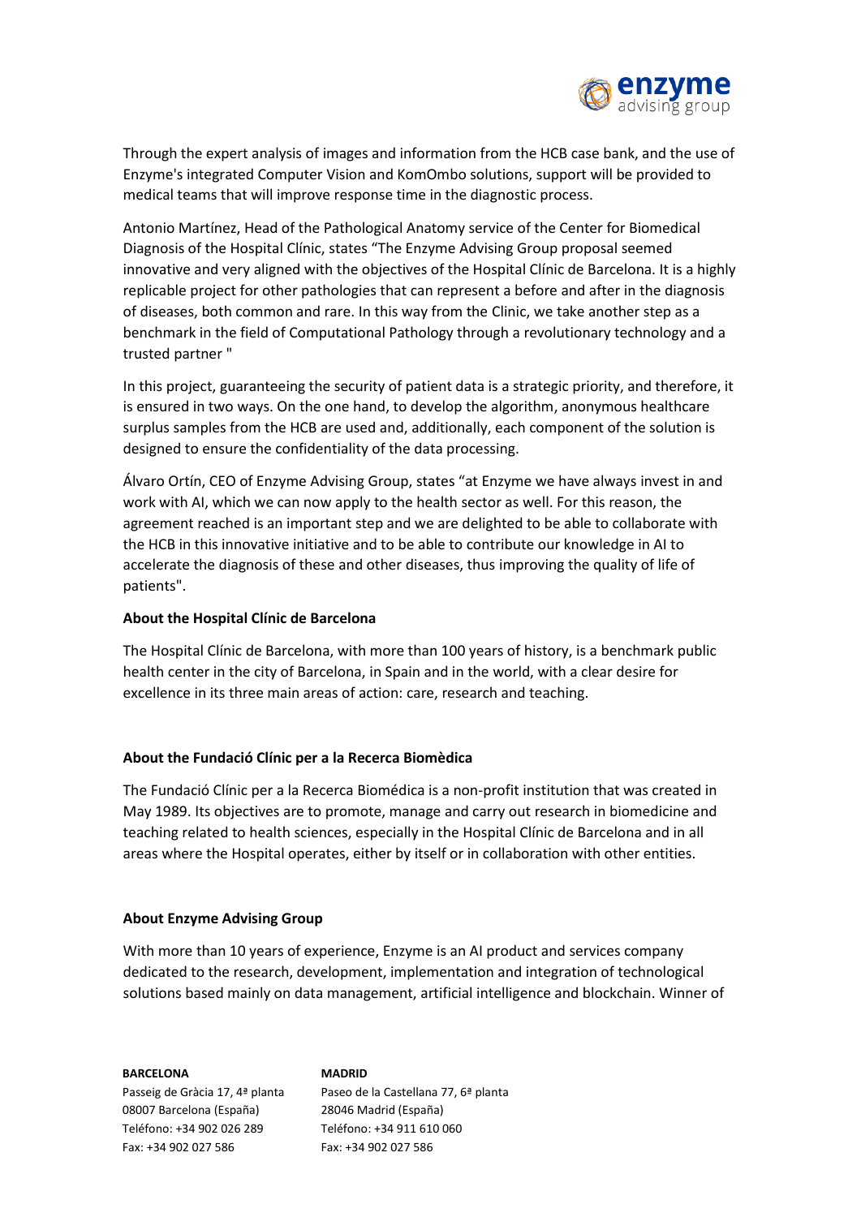Through the expert analysis of images and information from the HCB case bank, and the use of Enzyme's integrated Computer Vision and KomOmbo solutions, support will be provided to medical teams that will improve response time in the diagnostic process.

Antonio Martínez, Head of the Pathological Anatomy service of the Center for Biomedical Diagnosis of the Hospital Clínic, states "The Enzyme Advising Group proposal seemed innovative and very aligned with the objectives of the Hospital Clínic de Barcelona. It is a highly replicable project for other pathologies that can represent a before and after in the diagnosis of diseases, both common and rare. In this way from the Clinic, we take another step as a benchmark in the field of Computational Pathology through a revolutionary technology and a trusted partner "

In this project, guaranteeing the security of patient data is a strategic priority, and therefore, it is ensured in two ways. On the one hand, to develop the algorithm, anonymous healthcare surplus samples from the HCB are used and, additionally, each component of the solution is designed to ensure the confidentiality of the data processing.

Álvaro Ortín, CEO of Enzyme Advising Group, states "at Enzyme we have always invest in and work with AI, which we can now apply to the health sector as well. For this reason, the agreement reached is an important step and we are delighted to be able to collaborate with the HCB in this innovative initiative and to be able to contribute our knowledge in AI to accelerate the diagnosis of these and other diseases, thus improving the quality of life of patients".

**About the Hospital Clínic de Barcelona**

The Hospital Clínic de Barcelona, with more than 100 years of history, is a benchmark public health center in the city of Barcelona, in Spain and in the world, with a clear desire for excellence in its three main areas of action: care, research and teaching.

**About the Fundació Clínic per a la Recerca Biomèdica**

The Fundació Clínic per a la Recerca Biomédica is a non-profit institution that was created in May 1989. Its objectives are to promote, manage and carry out research in biomedicine and teaching related to health sciences, especially in the Hospital Clínic de Barcelona and in all areas where the Hospital operates, either by itself or in collaboration with other entities.

**About Enzyme Advising Group**

With more than 10 years of experience, Enzyme is an AI product and services company dedicated to the research, development, implementation and integration of technological solutions based mainly on data management, artificial intelligence and blockchain. Winner of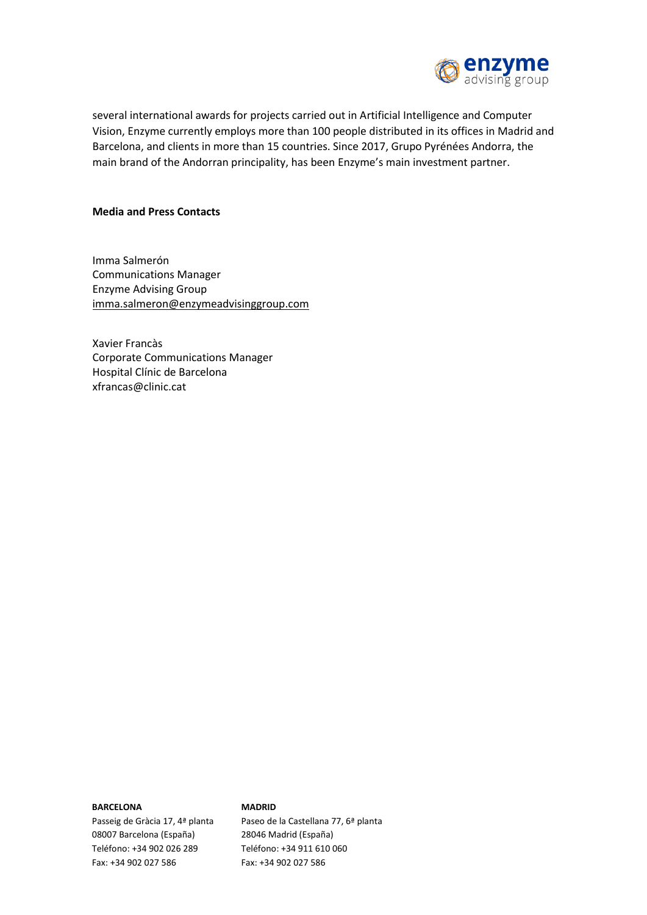several international awards for projects carried out in Artificial Intelligence and Computer Vision, Enzyme currently employs more than 100 people distributed in its offices in Madrid and Barcelona, and clients in more than 15 countries. Since 2017, Grupo Pyrénées Andorra, the main brand of the Andorran principality, has been Enzyme's main investment partner.

**Media and Press Contacts**

Imma Salmerón
Communications Manager
Enzyme Advising Group
imma.salmeron@enzymeadvisinggroup.com

Xavier Francàs
Corporate Communications Manager
Hospital Clínic de Barcelona
xfrancas@clinic.cat

**BARCELONA**
Passeig de Gràcia 17, 4ª planta
08007 Barcelona (España)
Teléfono: +34 902 026 289
Fax: +34 902 027 586

**MADRID**
Paseo de la Castellana 77, 6ª planta
28046 Madrid (España)
Teléfono: +34 911 610 060
Fax: +34 902 027 586